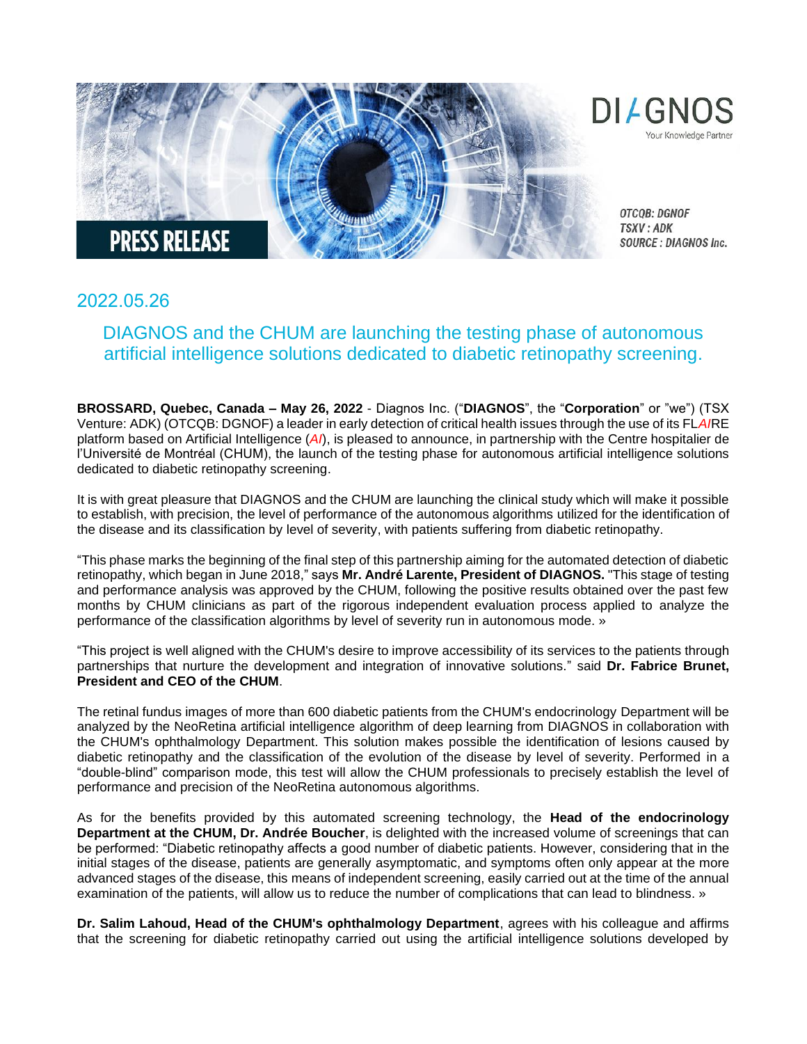DIAGNOS

Your Knowledge Partner

PRESS RELEASE

OTCQB: DGNOF
TSXV : ADK
SOURCE : DIAGNOS Inc.

## 2022.05.26

# DIAGNOS and the CHUM are launching the testing phase of autonomous artificial intelligence solutions dedicated to diabetic retinopathy screening.

**BROSSARD, Quebec, Canada – May 26, 2022** - Diagnos Inc. ("**DIAGNOS**", the "**Corporation**" or "we") (TSX Venture: ADK) (OTCQB: DGNOF) a leader in early detection of critical health issues through the use of its FL*AI*RE platform based on Artificial Intelligence (*AI*), is pleased to announce, in partnership with the Centre hospitalier de l'Université de Montréal (CHUM), the launch of the testing phase for autonomous artificial intelligence solutions dedicated to diabetic retinopathy screening.

It is with great pleasure that DIAGNOS and the CHUM are launching the clinical study which will make it possible to establish, with precision, the level of performance of the autonomous algorithms utilized for the identification of the disease and its classification by level of severity, with patients suffering from diabetic retinopathy.

"This phase marks the beginning of the final step of this partnership aiming for the automated detection of diabetic retinopathy, which began in June 2018," says **Mr. André Larente, President of DIAGNOS.** "This stage of testing and performance analysis was approved by the CHUM, following the positive results obtained over the past few months by CHUM clinicians as part of the rigorous independent evaluation process applied to analyze the performance of the classification algorithms by level of severity run in autonomous mode. »

"This project is well aligned with the CHUM's desire to improve accessibility of its services to the patients through partnerships that nurture the development and integration of innovative solutions." said **Dr. Fabrice Brunet, President and CEO of the CHUM**.

The retinal fundus images of more than 600 diabetic patients from the CHUM's endocrinology Department will be analyzed by the NeoRetina artificial intelligence algorithm of deep learning from DIAGNOS in collaboration with the CHUM's ophthalmology Department. This solution makes possible the identification of lesions caused by diabetic retinopathy and the classification of the evolution of the disease by level of severity. Performed in a "double-blind" comparison mode, this test will allow the CHUM professionals to precisely establish the level of performance and precision of the NeoRetina autonomous algorithms.

As for the benefits provided by this automated screening technology, the **Head of the endocrinology Department at the CHUM, Dr. Andrée Boucher**, is delighted with the increased volume of screenings that can be performed: "Diabetic retinopathy affects a good number of diabetic patients. However, considering that in the initial stages of the disease, patients are generally asymptomatic, and symptoms often only appear at the more advanced stages of the disease, this means of independent screening, easily carried out at the time of the annual examination of the patients, will allow us to reduce the number of complications that can lead to blindness. »

**Dr. Salim Lahoud, Head of the CHUM's ophthalmology Department**, agrees with his colleague and affirms that the screening for diabetic retinopathy carried out using the artificial intelligence solutions developed by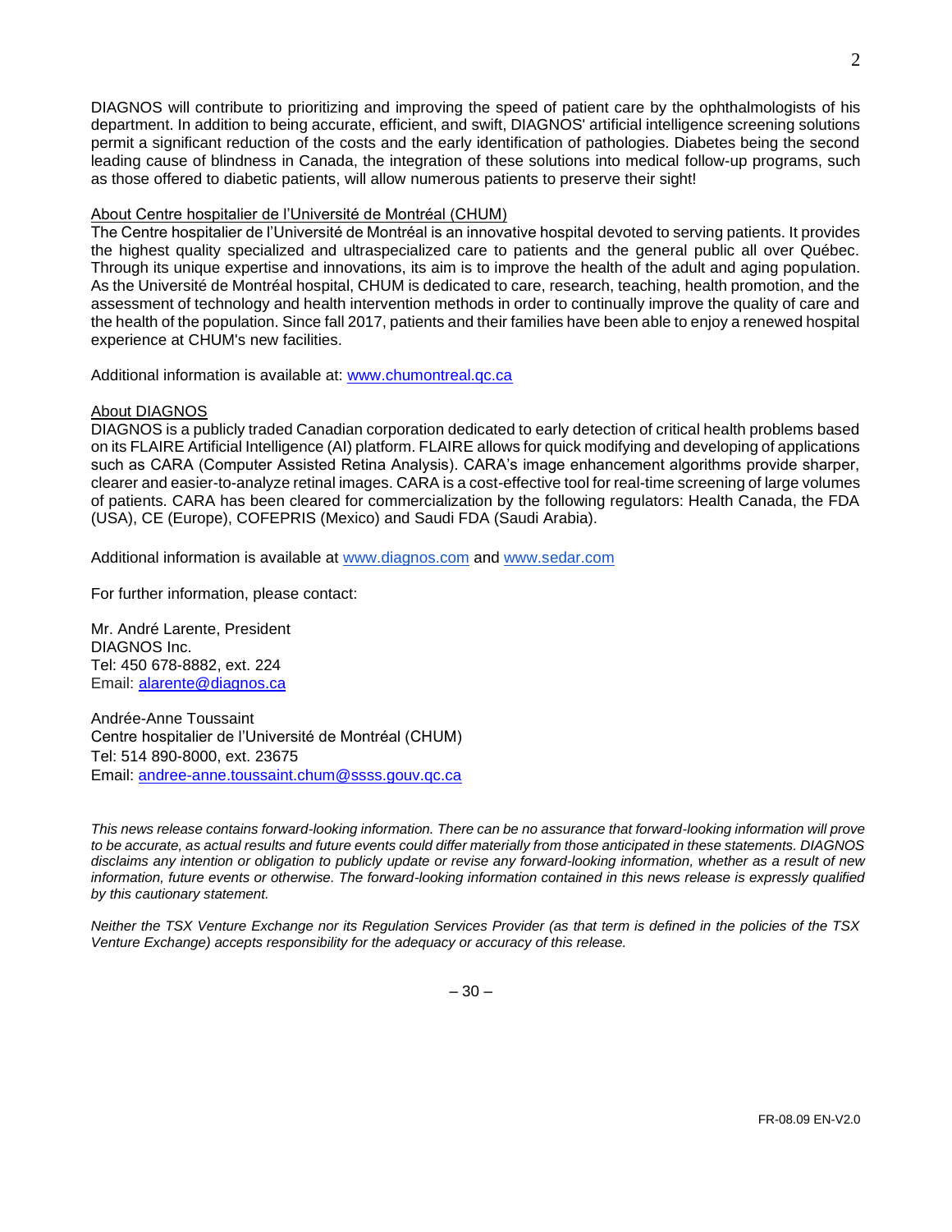DIAGNOS will contribute to prioritizing and improving the speed of patient care by the ophthalmologists of his department. In addition to being accurate, efficient, and swift, DIAGNOS' artificial intelligence screening solutions permit a significant reduction of the costs and the early identification of pathologies. Diabetes being the second leading cause of blindness in Canada, the integration of these solutions into medical follow-up programs, such as those offered to diabetic patients, will allow numerous patients to preserve their sight!

About Centre hospitalier de l'Université de Montréal (CHUM)

The Centre hospitalier de l'Université de Montréal is an innovative hospital devoted to serving patients. It provides the highest quality specialized and ultraspecialized care to patients and the general public all over Québec. Through its unique expertise and innovations, its aim is to improve the health of the adult and aging population. As the Université de Montréal hospital, CHUM is dedicated to care, research, teaching, health promotion, and the assessment of technology and health intervention methods in order to continually improve the quality of care and the health of the population. Since fall 2017, patients and their families have been able to enjoy a renewed hospital experience at CHUM's new facilities.

Additional information is available at: www.chumontreal.qc.ca

About DIAGNOS

DIAGNOS is a publicly traded Canadian corporation dedicated to early detection of critical health problems based on its FLAIRE Artificial Intelligence (AI) platform. FLAIRE allows for quick modifying and developing of applications such as CARA (Computer Assisted Retina Analysis). CARA's image enhancement algorithms provide sharper, clearer and easier-to-analyze retinal images. CARA is a cost-effective tool for real-time screening of large volumes of patients. CARA has been cleared for commercialization by the following regulators: Health Canada, the FDA (USA), CE (Europe), COFEPRIS (Mexico) and Saudi FDA (Saudi Arabia).

Additional information is available at www.diagnos.com and www.sedar.com

For further information, please contact:

Mr. André Larente, President
DIAGNOS Inc.
Tel: 450 678-8882, ext. 224
Email: alarente@diagnos.ca

Andrée-Anne Toussaint
Centre hospitalier de l'Université de Montréal (CHUM)
Tel: 514 890-8000, ext. 23675
Email: andree-anne.toussaint.chum@ssss.gouv.qc.ca

*This news release contains forward-looking information. There can be no assurance that forward-looking information will prove to be accurate, as actual results and future events could differ materially from those anticipated in these statements. DIAGNOS disclaims any intention or obligation to publicly update or revise any forward-looking information, whether as a result of new information, future events or otherwise. The forward-looking information contained in this news release is expressly qualified by this cautionary statement.*

*Neither the TSX Venture Exchange nor its Regulation Services Provider (as that term is defined in the policies of the TSX Venture Exchange) accepts responsibility for the adequacy or accuracy of this release.*

– 30 –

FR-08.09 EN-V2.0